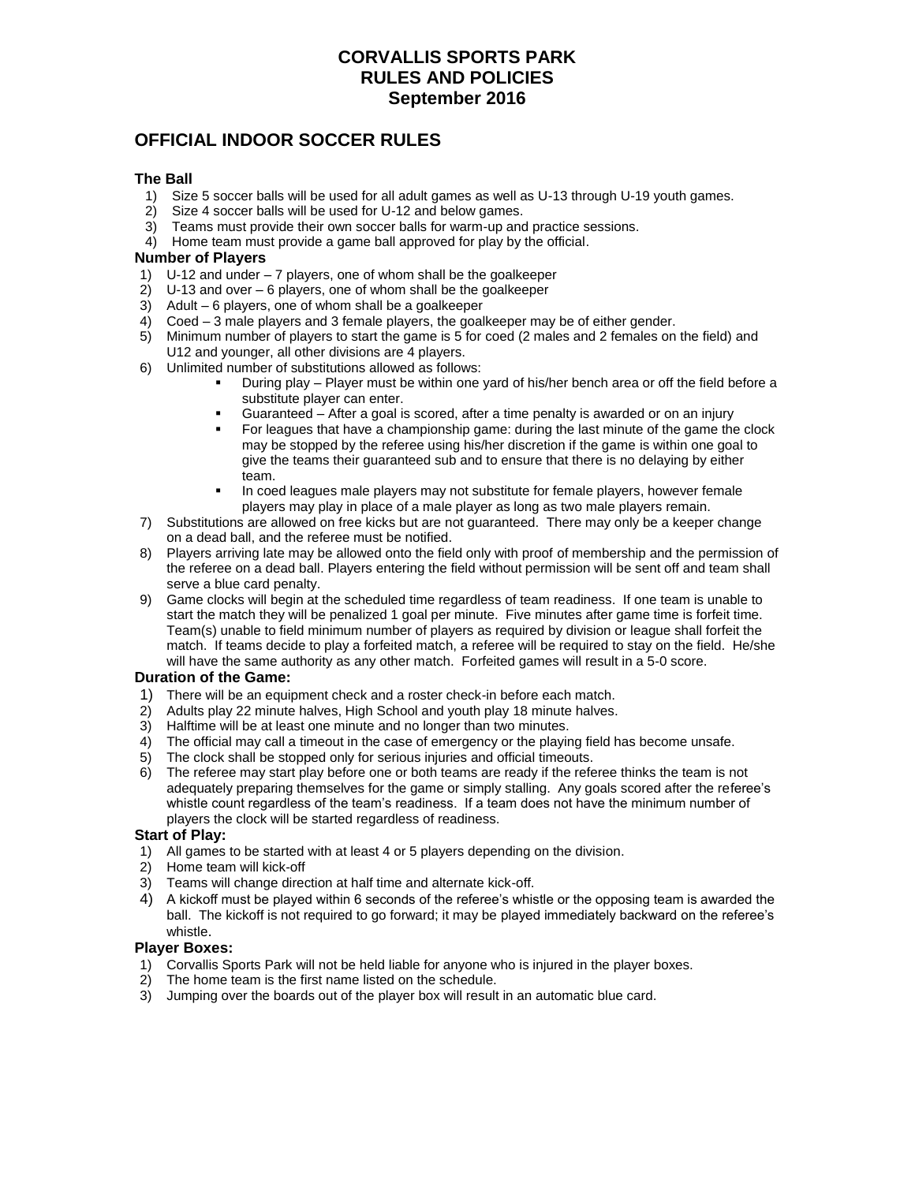# CORVALLIS SPORTS PARK
# RULES AND POLICIES
# September 2016

## OFFICIAL INDOOR SOCCER RULES

### The Ball

1) Size 5 soccer balls will be used for all adult games as well as U-13 through U-19 youth games.
2) Size 4 soccer balls will be used for U-12 and below games.
3) Teams must provide their own soccer balls for warm-up and practice sessions.
4) Home team must provide a game ball approved for play by the official.

### Number of Players

1) U-12 and under – 7 players, one of whom shall be the goalkeeper
2) U-13 and over – 6 players, one of whom shall be the goalkeeper
3) Adult – 6 players, one of whom shall be a goalkeeper
4) Coed – 3 male players and 3 female players, the goalkeeper may be of either gender.
5) Minimum number of players to start the game is 5 for coed (2 males and 2 females on the field) and U12 and younger, all other divisions are 4 players.
6) Unlimited number of substitutions allowed as follows:
   - During play – Player must be within one yard of his/her bench area or off the field before a substitute player can enter.
   - Guaranteed – After a goal is scored, after a time penalty is awarded or on an injury
   - For leagues that have a championship game: during the last minute of the game the clock may be stopped by the referee using his/her discretion if the game is within one goal to give the teams their guaranteed sub and to ensure that there is no delaying by either team.
   - In coed leagues male players may not substitute for female players, however female players may play in place of a male player as long as two male players remain.
7) Substitutions are allowed on free kicks but are not guaranteed. There may only be a keeper change on a dead ball, and the referee must be notified.
8) Players arriving late may be allowed onto the field only with proof of membership and the permission of the referee on a dead ball. Players entering the field without permission will be sent off and team shall serve a blue card penalty.
9) Game clocks will begin at the scheduled time regardless of team readiness. If one team is unable to start the match they will be penalized 1 goal per minute. Five minutes after game time is forfeit time. Team(s) unable to field minimum number of players as required by division or league shall forfeit the match. If teams decide to play a forfeited match, a referee will be required to stay on the field. He/she will have the same authority as any other match. Forfeited games will result in a 5-0 score.

### Duration of the Game:

1) There will be an equipment check and a roster check-in before each match.
2) Adults play 22 minute halves, High School and youth play 18 minute halves.
3) Halftime will be at least one minute and no longer than two minutes.
4) The official may call a timeout in the case of emergency or the playing field has become unsafe.
5) The clock shall be stopped only for serious injuries and official timeouts.
6) The referee may start play before one or both teams are ready if the referee thinks the team is not adequately preparing themselves for the game or simply stalling. Any goals scored after the referee's whistle count regardless of the team's readiness. If a team does not have the minimum number of players the clock will be started regardless of readiness.

### Start of Play:

1) All games to be started with at least 4 or 5 players depending on the division.
2) Home team will kick-off
3) Teams will change direction at half time and alternate kick-off.
4) A kickoff must be played within 6 seconds of the referee's whistle or the opposing team is awarded the ball. The kickoff is not required to go forward; it may be played immediately backward on the referee's whistle.

### Player Boxes:

1) Corvallis Sports Park will not be held liable for anyone who is injured in the player boxes.
2) The home team is the first name listed on the schedule.
3) Jumping over the boards out of the player box will result in an automatic blue card.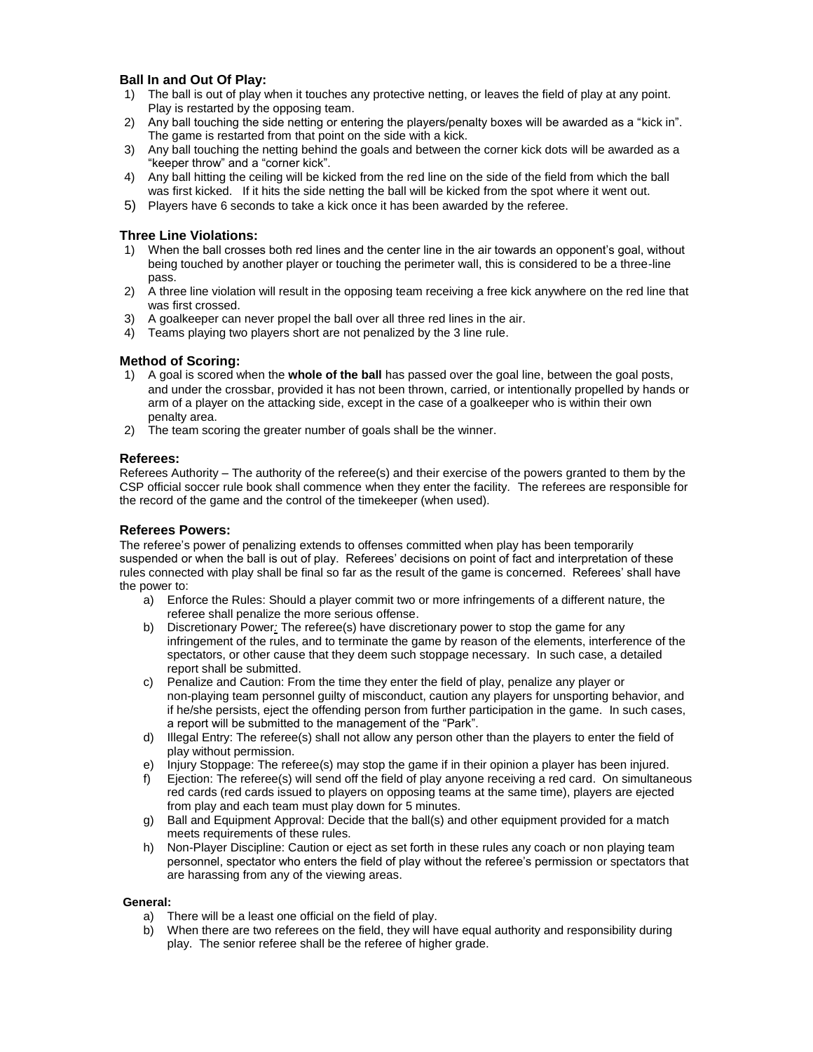### Ball In and Out Of Play:

1) The ball is out of play when it touches any protective netting, or leaves the field of play at any point. Play is restarted by the opposing team.
2) Any ball touching the side netting or entering the players/penalty boxes will be awarded as a "kick in". The game is restarted from that point on the side with a kick.
3) Any ball touching the netting behind the goals and between the corner kick dots will be awarded as a "keeper throw" and a "corner kick".
4) Any ball hitting the ceiling will be kicked from the red line on the side of the field from which the ball was first kicked. If it hits the side netting the ball will be kicked from the spot where it went out.
5) Players have 6 seconds to take a kick once it has been awarded by the referee.

### Three Line Violations:

1) When the ball crosses both red lines and the center line in the air towards an opponent's goal, without being touched by another player or touching the perimeter wall, this is considered to be a three-line pass.
2) A three line violation will result in the opposing team receiving a free kick anywhere on the red line that was first crossed.
3) A goalkeeper can never propel the ball over all three red lines in the air.
4) Teams playing two players short are not penalized by the 3 line rule.

### Method of Scoring:

1) A goal is scored when the **whole of the ball** has passed over the goal line, between the goal posts, and under the crossbar, provided it has not been thrown, carried, or intentionally propelled by hands or arm of a player on the attacking side, except in the case of a goalkeeper who is within their own penalty area.
2) The team scoring the greater number of goals shall be the winner.

### Referees:

Referees Authority – The authority of the referee(s) and their exercise of the powers granted to them by the CSP official soccer rule book shall commence when they enter the facility. The referees are responsible for the record of the game and the control of the timekeeper (when used).

### Referees Powers:

The referee's power of penalizing extends to offenses committed when play has been temporarily suspended or when the ball is out of play. Referees' decisions on point of fact and interpretation of these rules connected with play shall be final so far as the result of the game is concerned. Referees' shall have the power to:

a) Enforce the Rules: Should a player commit two or more infringements of a different nature, the referee shall penalize the more serious offense.
b) Discretionary Power: The referee(s) have discretionary power to stop the game for any infringement of the rules, and to terminate the game by reason of the elements, interference of the spectators, or other cause that they deem such stoppage necessary. In such case, a detailed report shall be submitted.
c) Penalize and Caution: From the time they enter the field of play, penalize any player or non-playing team personnel guilty of misconduct, caution any players for unsporting behavior, and if he/she persists, eject the offending person from further participation in the game. In such cases, a report will be submitted to the management of the "Park".
d) Illegal Entry: The referee(s) shall not allow any person other than the players to enter the field of play without permission.
e) Injury Stoppage: The referee(s) may stop the game if in their opinion a player has been injured.
f) Ejection: The referee(s) will send off the field of play anyone receiving a red card. On simultaneous red cards (red cards issued to players on opposing teams at the same time), players are ejected from play and each team must play down for 5 minutes.
g) Ball and Equipment Approval: Decide that the ball(s) and other equipment provided for a match meets requirements of these rules.
h) Non-Player Discipline: Caution or eject as set forth in these rules any coach or non playing team personnel, spectator who enters the field of play without the referee's permission or spectators that are harassing from any of the viewing areas.

**General:**

a) There will be a least one official on the field of play.
b) When there are two referees on the field, they will have equal authority and responsibility during play. The senior referee shall be the referee of higher grade.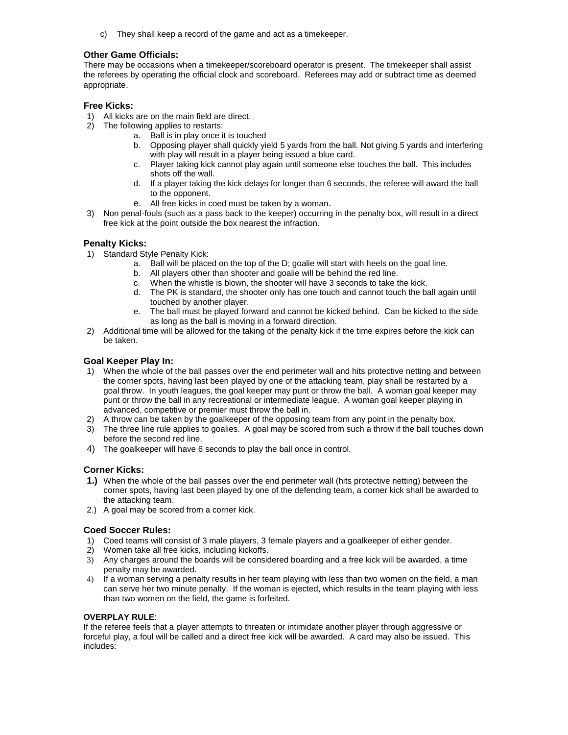c) They shall keep a record of the game and act as a timekeeper.

### Other Game Officials:

There may be occasions when a timekeeper/scoreboard operator is present. The timekeeper shall assist the referees by operating the official clock and scoreboard. Referees may add or subtract time as deemed appropriate.

### Free Kicks:

1) All kicks are on the main field are direct.
2) The following applies to restarts:
    a. Ball is in play once it is touched
    b. Opposing player shall quickly yield 5 yards from the ball. Not giving 5 yards and interfering with play will result in a player being issued a blue card.
    c. Player taking kick cannot play again until someone else touches the ball. This includes shots off the wall.
    d. If a player taking the kick delays for longer than 6 seconds, the referee will award the ball to the opponent.
    e. All free kicks in coed must be taken by a woman.
3) Non penal-fouls (such as a pass back to the keeper) occurring in the penalty box, will result in a direct free kick at the point outside the box nearest the infraction.

### Penalty Kicks:

1) Standard Style Penalty Kick:
    a. Ball will be placed on the top of the D; goalie will start with heels on the goal line.
    b. All players other than shooter and goalie will be behind the red line.
    c. When the whistle is blown, the shooter will have 3 seconds to take the kick.
    d. The PK is standard, the shooter only has one touch and cannot touch the ball again until touched by another player.
    e. The ball must be played forward and cannot be kicked behind. Can be kicked to the side as long as the ball is moving in a forward direction.
2) Additional time will be allowed for the taking of the penalty kick if the time expires before the kick can be taken.

### Goal Keeper Play In:

1) When the whole of the ball passes over the end perimeter wall and hits protective netting and between the corner spots, having last been played by one of the attacking team, play shall be restarted by a goal throw. In youth leagues, the goal keeper may punt or throw the ball. A woman goal keeper may punt or throw the ball in any recreational or intermediate league. A woman goal keeper playing in advanced, competitive or premier must throw the ball in.
2) A throw can be taken by the goalkeeper of the opposing team from any point in the penalty box.
3) The three line rule applies to goalies. A goal may be scored from such a throw if the ball touches down before the second red line.
4) The goalkeeper will have 6 seconds to play the ball once in control.

### Corner Kicks:

**1.)** When the whole of the ball passes over the end perimeter wall (hits protective netting) between the corner spots, having last been played by one of the defending team, a corner kick shall be awarded to the attacking team.

2.) A goal may be scored from a corner kick.

### Coed Soccer Rules:

1) Coed teams will consist of 3 male players, 3 female players and a goalkeeper of either gender.
2) Women take all free kicks, including kickoffs.
3) Any charges around the boards will be considered boarding and a free kick will be awarded, a time penalty may be awarded.
4) If a woman serving a penalty results in her team playing with less than two women on the field, a man can serve her two minute penalty. If the woman is ejected, which results in the team playing with less than two women on the field, the game is forfeited.

**OVERPLAY RULE**:

If the referee feels that a player attempts to threaten or intimidate another player through aggressive or forceful play, a foul will be called and a direct free kick will be awarded. A card may also be issued. This includes: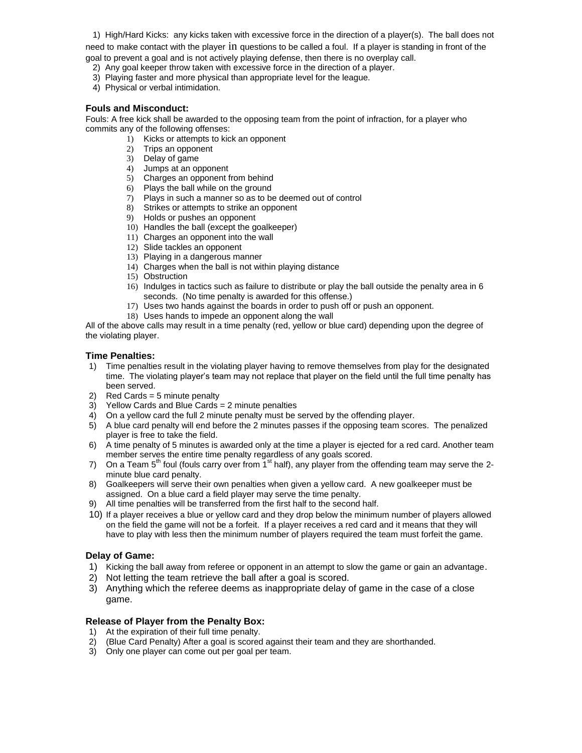1) High/Hard Kicks: any kicks taken with excessive force in the direction of a player(s). The ball does not need to make contact with the player in questions to be called a foul. If a player is standing in front of the goal to prevent a goal and is not actively playing defense, then there is no overplay call.
2) Any goal keeper throw taken with excessive force in the direction of a player.
3) Playing faster and more physical than appropriate level for the league.
4) Physical or verbal intimidation.

### Fouls and Misconduct:

Fouls: A free kick shall be awarded to the opposing team from the point of infraction, for a player who commits any of the following offenses:

1) Kicks or attempts to kick an opponent
2) Trips an opponent
3) Delay of game
4) Jumps at an opponent
5) Charges an opponent from behind
6) Plays the ball while on the ground
7) Plays in such a manner so as to be deemed out of control
8) Strikes or attempts to strike an opponent
9) Holds or pushes an opponent
10) Handles the ball (except the goalkeeper)
11) Charges an opponent into the wall
12) Slide tackles an opponent
13) Playing in a dangerous manner
14) Charges when the ball is not within playing distance
15) Obstruction
16) Indulges in tactics such as failure to distribute or play the ball outside the penalty area in 6 seconds. (No time penalty is awarded for this offense.)
17) Uses two hands against the boards in order to push off or push an opponent.
18) Uses hands to impede an opponent along the wall

All of the above calls may result in a time penalty (red, yellow or blue card) depending upon the degree of the violating player.

### Time Penalties:

1) Time penalties result in the violating player having to remove themselves from play for the designated time. The violating player's team may not replace that player on the field until the full time penalty has been served.
2) Red Cards = 5 minute penalty
3) Yellow Cards and Blue Cards = 2 minute penalties
4) On a yellow card the full 2 minute penalty must be served by the offending player.
5) A blue card penalty will end before the 2 minutes passes if the opposing team scores. The penalized player is free to take the field.
6) A time penalty of 5 minutes is awarded only at the time a player is ejected for a red card. Another team member serves the entire time penalty regardless of any goals scored.
7) On a Team 5th foul (fouls carry over from 1st half), any player from the offending team may serve the 2-minute blue card penalty.
8) Goalkeepers will serve their own penalties when given a yellow card. A new goalkeeper must be assigned. On a blue card a field player may serve the time penalty.
9) All time penalties will be transferred from the first half to the second half.
10) If a player receives a blue or yellow card and they drop below the minimum number of players allowed on the field the game will not be a forfeit. If a player receives a red card and it means that they will have to play with less then the minimum number of players required the team must forfeit the game.

### Delay of Game:

1) Kicking the ball away from referee or opponent in an attempt to slow the game or gain an advantage.
2) Not letting the team retrieve the ball after a goal is scored.
3) Anything which the referee deems as inappropriate delay of game in the case of a close game.

### Release of Player from the Penalty Box:

1) At the expiration of their full time penalty.
2) (Blue Card Penalty) After a goal is scored against their team and they are shorthanded.
3) Only one player can come out per goal per team.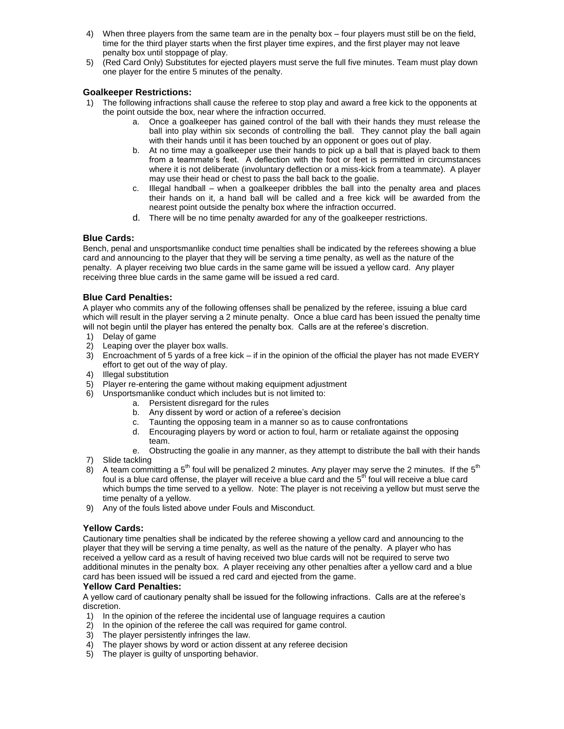4) When three players from the same team are in the penalty box – four players must still be on the field, time for the third player starts when the first player time expires, and the first player may not leave penalty box until stoppage of play.
5) (Red Card Only) Substitutes for ejected players must serve the full five minutes. Team must play down one player for the entire 5 minutes of the penalty.

### Goalkeeper Restrictions:

1) The following infractions shall cause the referee to stop play and award a free kick to the opponents at the point outside the box, near where the infraction occurred.
    a. Once a goalkeeper has gained control of the ball with their hands they must release the ball into play within six seconds of controlling the ball. They cannot play the ball again with their hands until it has been touched by an opponent or goes out of play.
    b. At no time may a goalkeeper use their hands to pick up a ball that is played back to them from a teammate's feet. A deflection with the foot or feet is permitted in circumstances where it is not deliberate (involuntary deflection or a miss-kick from a teammate). A player may use their head or chest to pass the ball back to the goalie.
    c. Illegal handball – when a goalkeeper dribbles the ball into the penalty area and places their hands on it, a hand ball will be called and a free kick will be awarded from the nearest point outside the penalty box where the infraction occurred.
    d. There will be no time penalty awarded for any of the goalkeeper restrictions.

### Blue Cards:

Bench, penal and unsportsmanlike conduct time penalties shall be indicated by the referees showing a blue card and announcing to the player that they will be serving a time penalty, as well as the nature of the penalty. A player receiving two blue cards in the same game will be issued a yellow card. Any player receiving three blue cards in the same game will be issued a red card.

### Blue Card Penalties:

A player who commits any of the following offenses shall be penalized by the referee, issuing a blue card which will result in the player serving a 2 minute penalty. Once a blue card has been issued the penalty time will not begin until the player has entered the penalty box. Calls are at the referee's discretion.

1) Delay of game
2) Leaping over the player box walls.
3) Encroachment of 5 yards of a free kick – if in the opinion of the official the player has not made EVERY effort to get out of the way of play.
4) Illegal substitution
5) Player re-entering the game without making equipment adjustment
6) Unsportsmanlike conduct which includes but is not limited to:
    a. Persistent disregard for the rules
    b. Any dissent by word or action of a referee's decision
    c. Taunting the opposing team in a manner so as to cause confrontations
    d. Encouraging players by word or action to foul, harm or retaliate against the opposing team.
    e. Obstructing the goalie in any manner, as they attempt to distribute the ball with their hands
7) Slide tackling
8) A team committing a 5th foul will be penalized 2 minutes. Any player may serve the 2 minutes. If the 5th foul is a blue card offense, the player will receive a blue card and the 5th foul will receive a blue card which bumps the time served to a yellow. Note: The player is not receiving a yellow but must serve the time penalty of a yellow.
9) Any of the fouls listed above under Fouls and Misconduct.

### Yellow Cards:

Cautionary time penalties shall be indicated by the referee showing a yellow card and announcing to the player that they will be serving a time penalty, as well as the nature of the penalty. A player who has received a yellow card as a result of having received two blue cards will not be required to serve two additional minutes in the penalty box. A player receiving any other penalties after a yellow card and a blue card has been issued will be issued a red card and ejected from the game.

### Yellow Card Penalties:

A yellow card of cautionary penalty shall be issued for the following infractions. Calls are at the referee's discretion.

1) In the opinion of the referee the incidental use of language requires a caution
2) In the opinion of the referee the call was required for game control.
3) The player persistently infringes the law.
4) The player shows by word or action dissent at any referee decision
5) The player is guilty of unsporting behavior.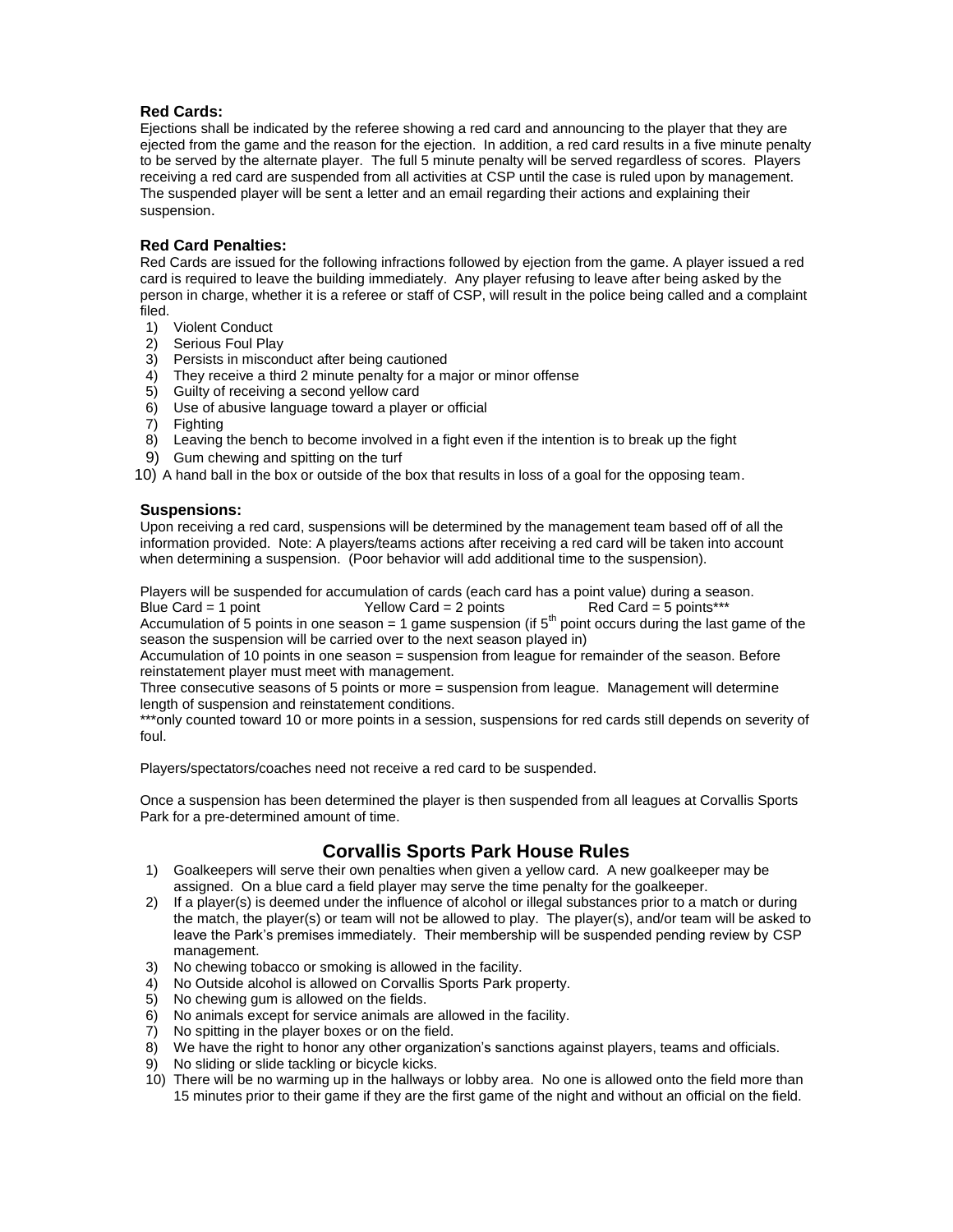### Red Cards:

Ejections shall be indicated by the referee showing a red card and announcing to the player that they are ejected from the game and the reason for the ejection. In addition, a red card results in a five minute penalty to be served by the alternate player. The full 5 minute penalty will be served regardless of scores. Players receiving a red card are suspended from all activities at CSP until the case is ruled upon by management. The suspended player will be sent a letter and an email regarding their actions and explaining their suspension.

### Red Card Penalties:

Red Cards are issued for the following infractions followed by ejection from the game. A player issued a red card is required to leave the building immediately. Any player refusing to leave after being asked by the person in charge, whether it is a referee or staff of CSP, will result in the police being called and a complaint filed.

1) Violent Conduct
2) Serious Foul Play
3) Persists in misconduct after being cautioned
4) They receive a third 2 minute penalty for a major or minor offense
5) Guilty of receiving a second yellow card
6) Use of abusive language toward a player or official
7) Fighting
8) Leaving the bench to become involved in a fight even if the intention is to break up the fight
9) Gum chewing and spitting on the turf
10) A hand ball in the box or outside of the box that results in loss of a goal for the opposing team.

### Suspensions:

Upon receiving a red card, suspensions will be determined by the management team based off of all the information provided. Note: A players/teams actions after receiving a red card will be taken into account when determining a suspension. (Poor behavior will add additional time to the suspension).

Players will be suspended for accumulation of cards (each card has a point value) during a season.
Blue Card = 1 point Yellow Card = 2 points Red Card = 5 points***
Accumulation of 5 points in one season = 1 game suspension (if 5th point occurs during the last game of the season the suspension will be carried over to the next season played in)
Accumulation of 10 points in one season = suspension from league for remainder of the season. Before reinstatement player must meet with management.
Three consecutive seasons of 5 points or more = suspension from league. Management will determine length of suspension and reinstatement conditions.
***only counted toward 10 or more points in a session, suspensions for red cards still depends on severity of foul.

Players/spectators/coaches need not receive a red card to be suspended.

Once a suspension has been determined the player is then suspended from all leagues at Corvallis Sports Park for a pre-determined amount of time.

## Corvallis Sports Park House Rules

1) Goalkeepers will serve their own penalties when given a yellow card. A new goalkeeper may be assigned. On a blue card a field player may serve the time penalty for the goalkeeper.
2) If a player(s) is deemed under the influence of alcohol or illegal substances prior to a match or during the match, the player(s) or team will not be allowed to play. The player(s), and/or team will be asked to leave the Park's premises immediately. Their membership will be suspended pending review by CSP management.
3) No chewing tobacco or smoking is allowed in the facility.
4) No Outside alcohol is allowed on Corvallis Sports Park property.
5) No chewing gum is allowed on the fields.
6) No animals except for service animals are allowed in the facility.
7) No spitting in the player boxes or on the field.
8) We have the right to honor any other organization's sanctions against players, teams and officials.
9) No sliding or slide tackling or bicycle kicks.
10) There will be no warming up in the hallways or lobby area. No one is allowed onto the field more than 15 minutes prior to their game if they are the first game of the night and without an official on the field.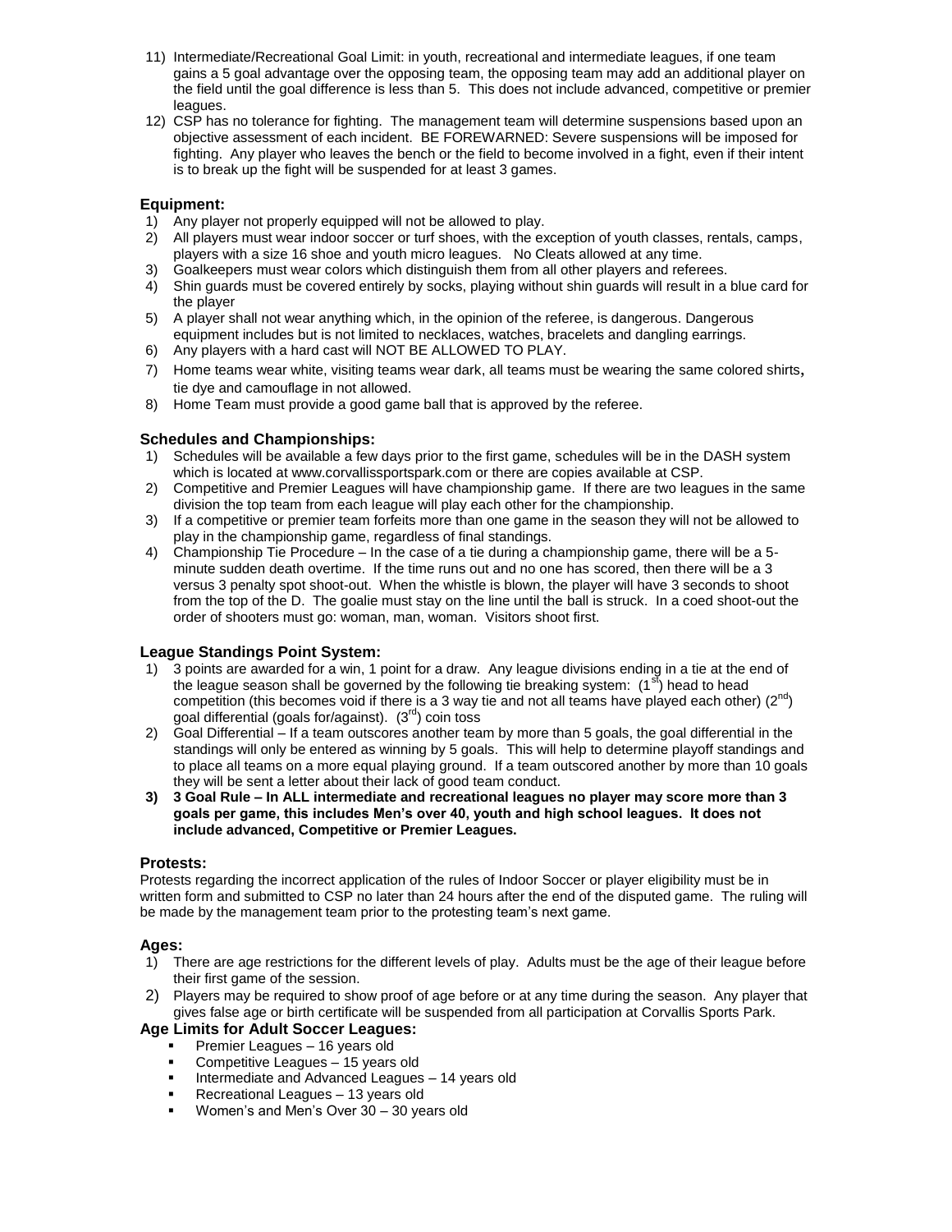11) Intermediate/Recreational Goal Limit: in youth, recreational and intermediate leagues, if one team gains a 5 goal advantage over the opposing team, the opposing team may add an additional player on the field until the goal difference is less than 5. This does not include advanced, competitive or premier leagues.
12) CSP has no tolerance for fighting. The management team will determine suspensions based upon an objective assessment of each incident. BE FOREWARNED: Severe suspensions will be imposed for fighting. Any player who leaves the bench or the field to become involved in a fight, even if their intent is to break up the fight will be suspended for at least 3 games.

### Equipment:

1) Any player not properly equipped will not be allowed to play.
2) All players must wear indoor soccer or turf shoes, with the exception of youth classes, rentals, camps, players with a size 16 shoe and youth micro leagues. No Cleats allowed at any time.
3) Goalkeepers must wear colors which distinguish them from all other players and referees.
4) Shin guards must be covered entirely by socks, playing without shin guards will result in a blue card for the player
5) A player shall not wear anything which, in the opinion of the referee, is dangerous. Dangerous equipment includes but is not limited to necklaces, watches, bracelets and dangling earrings.
6) Any players with a hard cast will NOT BE ALLOWED TO PLAY.
7) Home teams wear white, visiting teams wear dark, all teams must be wearing the same colored shirts**,** tie dye and camouflage in not allowed.
8) Home Team must provide a good game ball that is approved by the referee.

### Schedules and Championships:

1) Schedules will be available a few days prior to the first game, schedules will be in the DASH system which is located at www.corvallissportspark.com or there are copies available at CSP.
2) Competitive and Premier Leagues will have championship game. If there are two leagues in the same division the top team from each league will play each other for the championship.
3) If a competitive or premier team forfeits more than one game in the season they will not be allowed to play in the championship game, regardless of final standings.
4) Championship Tie Procedure – In the case of a tie during a championship game, there will be a 5-minute sudden death overtime. If the time runs out and no one has scored, then there will be a 3 versus 3 penalty spot shoot-out. When the whistle is blown, the player will have 3 seconds to shoot from the top of the D. The goalie must stay on the line until the ball is struck. In a coed shoot-out the order of shooters must go: woman, man, woman. Visitors shoot first.

### League Standings Point System:

1) 3 points are awarded for a win, 1 point for a draw. Any league divisions ending in a tie at the end of the league season shall be governed by the following tie breaking system: (1st) head to head competition (this becomes void if there is a 3 way tie and not all teams have played each other) (2nd) goal differential (goals for/against). (3rd) coin toss
2) Goal Differential – If a team outscores another team by more than 5 goals, the goal differential in the standings will only be entered as winning by 5 goals. This will help to determine playoff standings and to place all teams on a more equal playing ground. If a team outscored another by more than 10 goals they will be sent a letter about their lack of good team conduct.
3) **3 Goal Rule – In ALL intermediate and recreational leagues no player may score more than 3 goals per game, this includes Men's over 40, youth and high school leagues. It does not include advanced, Competitive or Premier Leagues.**

### Protests:

Protests regarding the incorrect application of the rules of Indoor Soccer or player eligibility must be in written form and submitted to CSP no later than 24 hours after the end of the disputed game. The ruling will be made by the management team prior to the protesting team's next game.

### Ages:

1) There are age restrictions for the different levels of play. Adults must be the age of their league before their first game of the session.
2) Players may be required to show proof of age before or at any time during the season. Any player that gives false age or birth certificate will be suspended from all participation at Corvallis Sports Park.

### Age Limits for Adult Soccer Leagues:

- Premier Leagues – 16 years old
- Competitive Leagues – 15 years old
- Intermediate and Advanced Leagues – 14 years old
- Recreational Leagues – 13 years old
- Women's and Men's Over 30 – 30 years old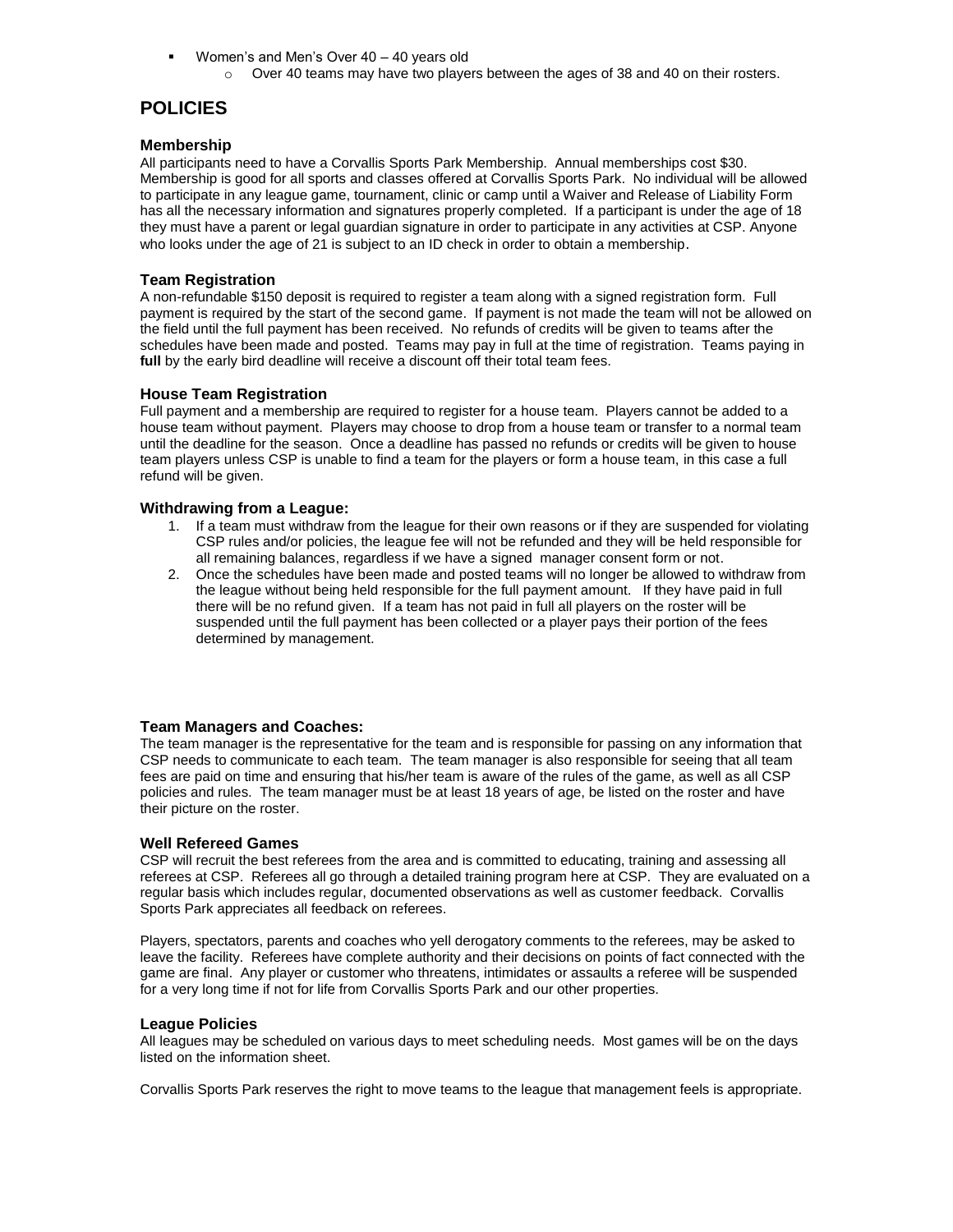- Women's and Men's Over 40 – 40 years old
    - Over 40 teams may have two players between the ages of 38 and 40 on their rosters.

## POLICIES

### Membership

All participants need to have a Corvallis Sports Park Membership. Annual memberships cost $30. Membership is good for all sports and classes offered at Corvallis Sports Park. No individual will be allowed to participate in any league game, tournament, clinic or camp until a Waiver and Release of Liability Form has all the necessary information and signatures properly completed. If a participant is under the age of 18 they must have a parent or legal guardian signature in order to participate in any activities at CSP. Anyone who looks under the age of 21 is subject to an ID check in order to obtain a membership.

### Team Registration

A non-refundable $150 deposit is required to register a team along with a signed registration form. Full payment is required by the start of the second game. If payment is not made the team will not be allowed on the field until the full payment has been received. No refunds of credits will be given to teams after the schedules have been made and posted. Teams may pay in full at the time of registration. Teams paying in **full** by the early bird deadline will receive a discount off their total team fees.

### House Team Registration

Full payment and a membership are required to register for a house team. Players cannot be added to a house team without payment. Players may choose to drop from a house team or transfer to a normal team until the deadline for the season. Once a deadline has passed no refunds or credits will be given to house team players unless CSP is unable to find a team for the players or form a house team, in this case a full refund will be given.

### Withdrawing from a League:

1. If a team must withdraw from the league for their own reasons or if they are suspended for violating CSP rules and/or policies, the league fee will not be refunded and they will be held responsible for all remaining balances, regardless if we have a signed manager consent form or not.
2. Once the schedules have been made and posted teams will no longer be allowed to withdraw from the league without being held responsible for the full payment amount. If they have paid in full there will be no refund given. If a team has not paid in full all players on the roster will be suspended until the full payment has been collected or a player pays their portion of the fees determined by management.

### Team Managers and Coaches:

The team manager is the representative for the team and is responsible for passing on any information that CSP needs to communicate to each team. The team manager is also responsible for seeing that all team fees are paid on time and ensuring that his/her team is aware of the rules of the game, as well as all CSP policies and rules. The team manager must be at least 18 years of age, be listed on the roster and have their picture on the roster.

### Well Refereed Games

CSP will recruit the best referees from the area and is committed to educating, training and assessing all referees at CSP. Referees all go through a detailed training program here at CSP. They are evaluated on a regular basis which includes regular, documented observations as well as customer feedback. Corvallis Sports Park appreciates all feedback on referees.

Players, spectators, parents and coaches who yell derogatory comments to the referees, may be asked to leave the facility. Referees have complete authority and their decisions on points of fact connected with the game are final. Any player or customer who threatens, intimidates or assaults a referee will be suspended for a very long time if not for life from Corvallis Sports Park and our other properties.

### League Policies

All leagues may be scheduled on various days to meet scheduling needs. Most games will be on the days listed on the information sheet.

Corvallis Sports Park reserves the right to move teams to the league that management feels is appropriate.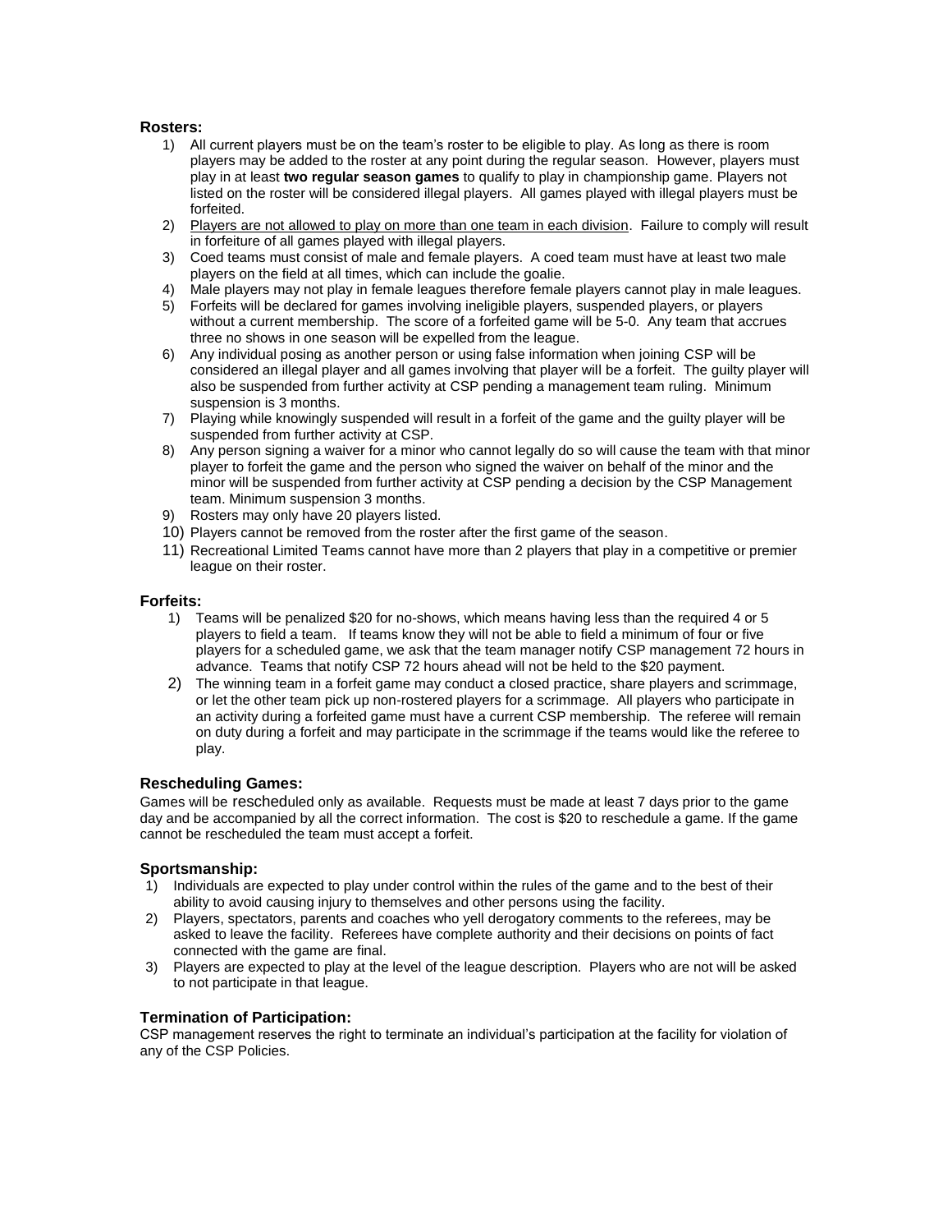**Rosters:**

1) All current players must be on the team's roster to be eligible to play. As long as there is room players may be added to the roster at any point during the regular season. However, players must play in at least **two regular season games** to qualify to play in championship game. Players not listed on the roster will be considered illegal players. All games played with illegal players must be forfeited.
2) <u>Players are not allowed to play on more than one team in each division</u>. Failure to comply will result in forfeiture of all games played with illegal players.
3) Coed teams must consist of male and female players. A coed team must have at least two male players on the field at all times, which can include the goalie.
4) Male players may not play in female leagues therefore female players cannot play in male leagues.
5) Forfeits will be declared for games involving ineligible players, suspended players, or players without a current membership. The score of a forfeited game will be 5-0. Any team that accrues three no shows in one season will be expelled from the league.
6) Any individual posing as another person or using false information when joining CSP will be considered an illegal player and all games involving that player will be a forfeit. The guilty player will also be suspended from further activity at CSP pending a management team ruling. Minimum suspension is 3 months.
7) Playing while knowingly suspended will result in a forfeit of the game and the guilty player will be suspended from further activity at CSP.
8) Any person signing a waiver for a minor who cannot legally do so will cause the team with that minor player to forfeit the game and the person who signed the waiver on behalf of the minor and the minor will be suspended from further activity at CSP pending a decision by the CSP Management team. Minimum suspension 3 months.
9) Rosters may only have 20 players listed.
10) Players cannot be removed from the roster after the first game of the season.
11) Recreational Limited Teams cannot have more than 2 players that play in a competitive or premier league on their roster.

**Forfeits:**

1) Teams will be penalized $20 for no-shows, which means having less than the required 4 or 5 players to field a team. If teams know they will not be able to field a minimum of four or five players for a scheduled game, we ask that the team manager notify CSP management 72 hours in advance. Teams that notify CSP 72 hours ahead will not be held to the $20 payment.
2) The winning team in a forfeit game may conduct a closed practice, share players and scrimmage, or let the other team pick up non-rostered players for a scrimmage. All players who participate in an activity during a forfeited game must have a current CSP membership. The referee will remain on duty during a forfeit and may participate in the scrimmage if the teams would like the referee to play.

**Rescheduling Games:**

Games will be rescheduled only as available. Requests must be made at least 7 days prior to the game day and be accompanied by all the correct information. The cost is $20 to reschedule a game. If the game cannot be rescheduled the team must accept a forfeit.

**Sportsmanship:**

1) Individuals are expected to play under control within the rules of the game and to the best of their ability to avoid causing injury to themselves and other persons using the facility.
2) Players, spectators, parents and coaches who yell derogatory comments to the referees, may be asked to leave the facility. Referees have complete authority and their decisions on points of fact connected with the game are final.
3) Players are expected to play at the level of the league description. Players who are not will be asked to not participate in that league.

**Termination of Participation:**

CSP management reserves the right to terminate an individual's participation at the facility for violation of any of the CSP Policies.